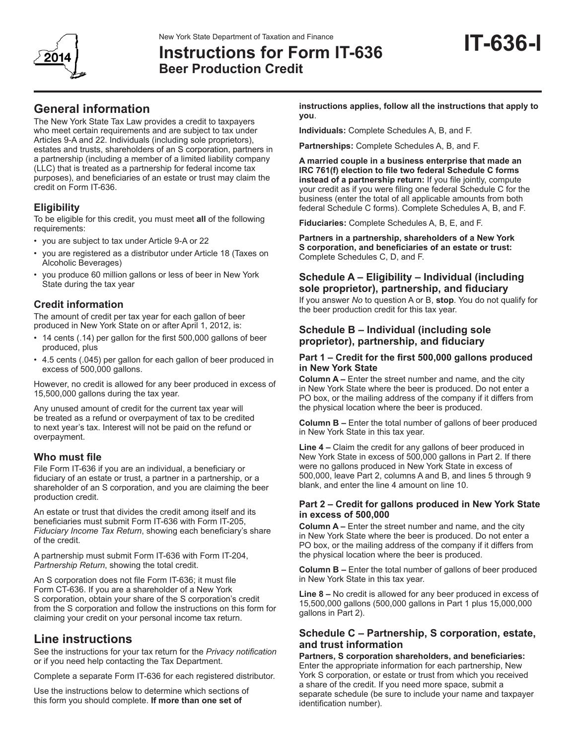New York State Department of Taxation and Finance

# Instructions for Form IT-636 Beer Production Credit

**IT-636-I**

2014

## General information

The New York State Tax Law provides a credit to taxpayers who meet certain requirements and are subject to tax under Articles 9-A and 22. Individuals (including sole proprietors), estates and trusts, shareholders of an S corporation, partners in a partnership (including a member of a limited liability company (LLC) that is treated as a partnership for federal income tax purposes), and beneficiaries of an estate or trust may claim the credit on Form IT-636.

### Eligibility

To be eligible for this credit, you must meet **all** of the following requirements:

- you are subject to tax under Article 9-A or 22
- you are registered as a distributor under Article 18 (Taxes on Alcoholic Beverages)
- you produce 60 million gallons or less of beer in New York State during the tax year

### Credit information

The amount of credit per tax year for each gallon of beer produced in New York State on or after April 1, 2012, is:

- 14 cents (.14) per gallon for the first 500,000 gallons of beer produced, plus
- 4.5 cents (.045) per gallon for each gallon of beer produced in excess of 500,000 gallons.

However, no credit is allowed for any beer produced in excess of 15,500,000 gallons during the tax year.

Any unused amount of credit for the current tax year will be treated as a refund or overpayment of tax to be credited to next year's tax. Interest will not be paid on the refund or overpayment.

### Who must file

File Form IT-636 if you are an individual, a beneficiary or fiduciary of an estate or trust, a partner in a partnership, or a shareholder of an S corporation, and you are claiming the beer production credit.

An estate or trust that divides the credit among itself and its beneficiaries must submit Form IT-636 with Form IT-205, *Fiduciary Income Tax Return*, showing each beneficiary's share of the credit.

A partnership must submit Form IT-636 with Form IT-204, *Partnership Return*, showing the total credit.

An S corporation does not file Form IT-636; it must file Form CT-636. If you are a shareholder of a New York S corporation, obtain your share of the S corporation's credit from the S corporation and follow the instructions on this form for claiming your credit on your personal income tax return.

## Line instructions

See the instructions for your tax return for the *Privacy notification* or if you need help contacting the Tax Department.

Complete a separate Form IT-636 for each registered distributor.

Use the instructions below to determine which sections of this form you should complete. **If more than one set of instructions applies, follow all the instructions that apply to you**.

**Individuals:** Complete Schedules A, B, and F.

**Partnerships:** Complete Schedules A, B, and F.

**A married couple in a business enterprise that made an IRC 761(f) election to file two federal Schedule C forms instead of a partnership return:** If you file jointly, compute your credit as if you were filing one federal Schedule C for the business (enter the total of all applicable amounts from both federal Schedule C forms). Complete Schedules A, B, and F.

**Fiduciaries:** Complete Schedules A, B, E, and F.

**Partners in a partnership, shareholders of a New York S corporation, and beneficiaries of an estate or trust:** Complete Schedules C, D, and F.

### Schedule A – Eligibility – Individual (including sole proprietor), partnership, and fiduciary

If you answer *No* to question A or B, **stop**. You do not qualify for the beer production credit for this tax year.

### Schedule B – Individual (including sole proprietor), partnership, and fiduciary

#### Part 1 – Credit for the first 500,000 gallons produced in New York State

**Column A –** Enter the street number and name, and the city in New York State where the beer is produced. Do not enter a PO box, or the mailing address of the company if it differs from the physical location where the beer is produced.

**Column B –** Enter the total number of gallons of beer produced in New York State in this tax year.

**Line 4 –** Claim the credit for any gallons of beer produced in New York State in excess of 500,000 gallons in Part 2. If there were no gallons produced in New York State in excess of 500,000, leave Part 2, columns A and B, and lines 5 through 9 blank, and enter the line 4 amount on line 10.

#### Part 2 – Credit for gallons produced in New York State in excess of 500,000

**Column A –** Enter the street number and name, and the city in New York State where the beer is produced. Do not enter a PO box, or the mailing address of the company if it differs from the physical location where the beer is produced.

**Column B –** Enter the total number of gallons of beer produced in New York State in this tax year.

**Line 8 –** No credit is allowed for any beer produced in excess of 15,500,000 gallons (500,000 gallons in Part 1 plus 15,000,000 gallons in Part 2).

### Schedule C – Partnership, S corporation, estate, and trust information

**Partners, S corporation shareholders, and beneficiaries:** Enter the appropriate information for each partnership, New York S corporation, or estate or trust from which you received a share of the credit. If you need more space, submit a separate schedule (be sure to include your name and taxpayer identification number).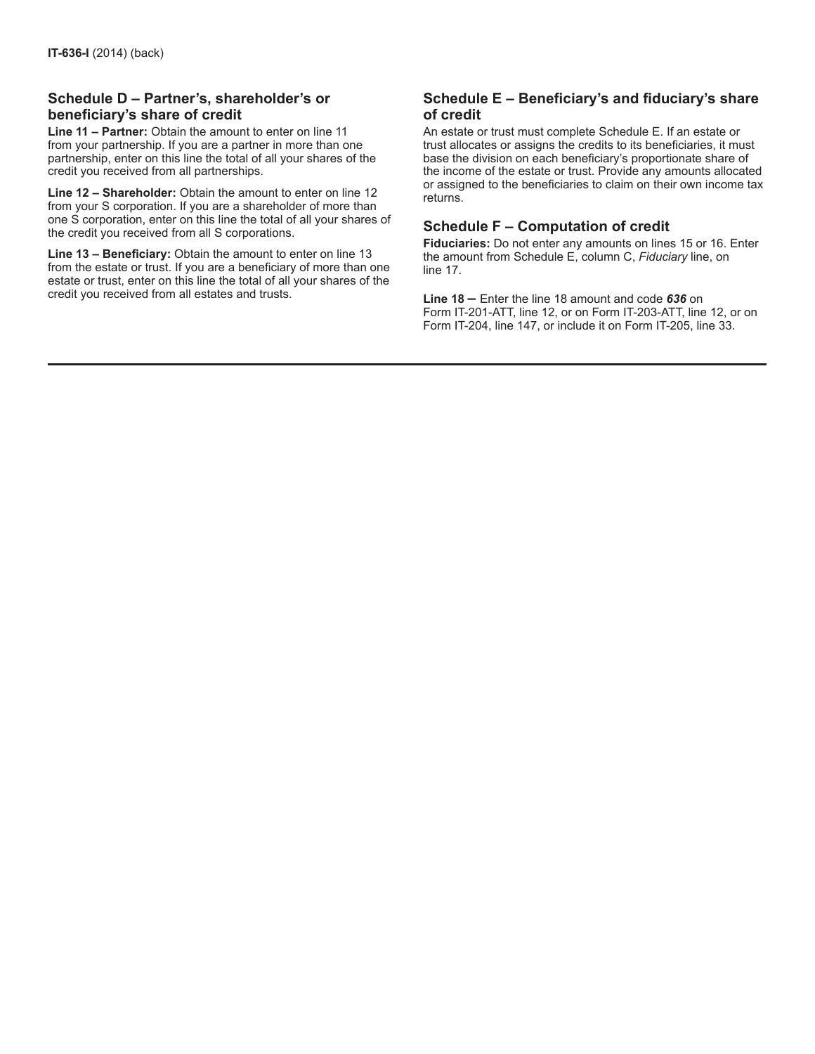## Schedule D – Partner's, shareholder's or beneficiary's share of credit

**Line 11 – Partner:** Obtain the amount to enter on line 11 from your partnership. If you are a partner in more than one partnership, enter on this line the total of all your shares of the credit you received from all partnerships.

**Line 12 – Shareholder:** Obtain the amount to enter on line 12 from your S corporation. If you are a shareholder of more than one S corporation, enter on this line the total of all your shares of the credit you received from all S corporations.

**Line 13 – Beneficiary:** Obtain the amount to enter on line 13 from the estate or trust. If you are a beneficiary of more than one estate or trust, enter on this line the total of all your shares of the credit you received from all estates and trusts.

## Schedule E – Beneficiary's and fiduciary's share of credit

An estate or trust must complete Schedule E. If an estate or trust allocates or assigns the credits to its beneficiaries, it must base the division on each beneficiary's proportionate share of the income of the estate or trust. Provide any amounts allocated or assigned to the beneficiaries to claim on their own income tax returns.

## Schedule F – Computation of credit

**Fiduciaries:** Do not enter any amounts on lines 15 or 16. Enter the amount from Schedule E, column C, *Fiduciary* line, on line 17.

**Line 18 –** Enter the line 18 amount and code ***636*** on Form IT-201-ATT, line 12, or on Form IT-203-ATT, line 12, or on Form IT-204, line 147, or include it on Form IT-205, line 33.